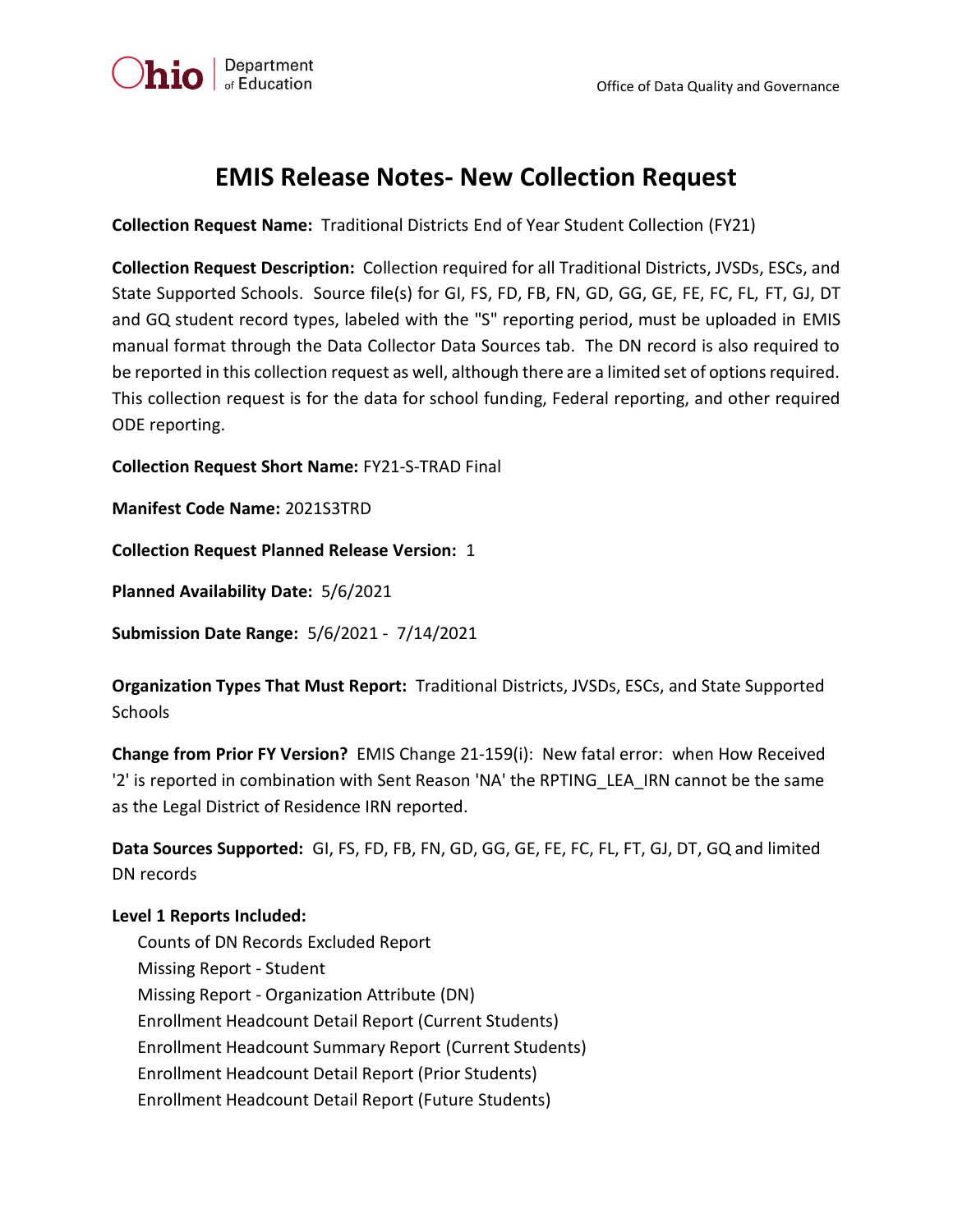# EMIS Release Notes- New Collection Request

**Collection Request Name:** Traditional Districts End of Year Student Collection (FY21)

**Collection Request Description:** Collection required for all Traditional Districts, JVSDs, ESCs, and State Supported Schools. Source file(s) for GI, FS, FD, FB, FN, GD, GG, GE, FE, FC, FL, FT, GJ, DT and GQ student record types, labeled with the "S" reporting period, must be uploaded in EMIS manual format through the Data Collector Data Sources tab. The DN record is also required to be reported in this collection request as well, although there are a limited set of options required. This collection request is for the data for school funding, Federal reporting, and other required ODE reporting.

**Collection Request Short Name:** FY21-S-TRAD Final

**Manifest Code Name:** 2021S3TRD

**Collection Request Planned Release Version:** 1

**Planned Availability Date:** 5/6/2021

**Submission Date Range:** 5/6/2021 - 7/14/2021

**Organization Types That Must Report:** Traditional Districts, JVSDs, ESCs, and State Supported Schools

**Change from Prior FY Version?** EMIS Change 21-159(i): New fatal error: when How Received '2' is reported in combination with Sent Reason 'NA' the RPTING_LEA_IRN cannot be the same as the Legal District of Residence IRN reported.

**Data Sources Supported:** GI, FS, FD, FB, FN, GD, GG, GE, FE, FC, FL, FT, GJ, DT, GQ and limited DN records

**Level 1 Reports Included:**

- Counts of DN Records Excluded Report
- Missing Report - Student
- Missing Report - Organization Attribute (DN)
- Enrollment Headcount Detail Report (Current Students)
- Enrollment Headcount Summary Report (Current Students)
- Enrollment Headcount Detail Report (Prior Students)
- Enrollment Headcount Detail Report (Future Students)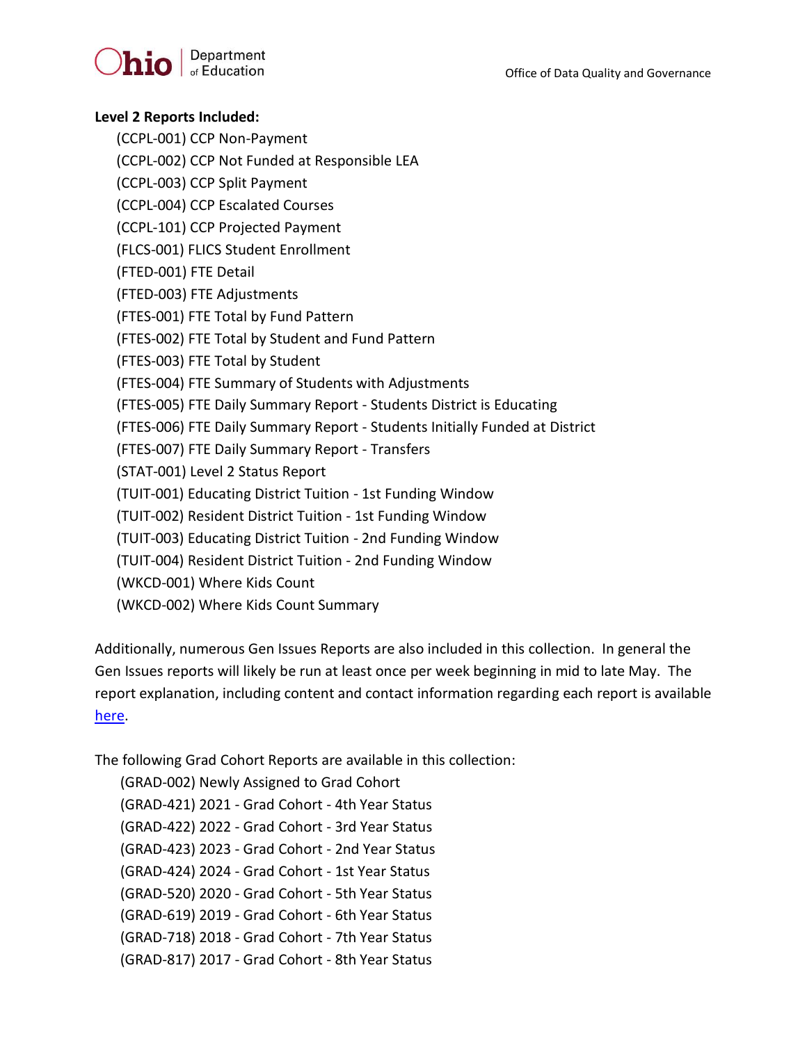**Level 2 Reports Included:**

- (CCPL-001) CCP Non-Payment
- (CCPL-002) CCP Not Funded at Responsible LEA
- (CCPL-003) CCP Split Payment
- (CCPL-004) CCP Escalated Courses
- (CCPL-101) CCP Projected Payment
- (FLCS-001) FLICS Student Enrollment
- (FTED-001) FTE Detail
- (FTED-003) FTE Adjustments
- (FTES-001) FTE Total by Fund Pattern
- (FTES-002) FTE Total by Student and Fund Pattern
- (FTES-003) FTE Total by Student
- (FTES-004) FTE Summary of Students with Adjustments
- (FTES-005) FTE Daily Summary Report - Students District is Educating
- (FTES-006) FTE Daily Summary Report - Students Initially Funded at District
- (FTES-007) FTE Daily Summary Report - Transfers
- (STAT-001) Level 2 Status Report
- (TUIT-001) Educating District Tuition - 1st Funding Window
- (TUIT-002) Resident District Tuition - 1st Funding Window
- (TUIT-003) Educating District Tuition - 2nd Funding Window
- (TUIT-004) Resident District Tuition - 2nd Funding Window
- (WKCD-001) Where Kids Count
- (WKCD-002) Where Kids Count Summary

Additionally, numerous Gen Issues Reports are also included in this collection. In general the Gen Issues reports will likely be run at least once per week beginning in mid to late May. The report explanation, including content and contact information regarding each report is available here.

The following Grad Cohort Reports are available in this collection:

- (GRAD-002) Newly Assigned to Grad Cohort
- (GRAD-421) 2021 - Grad Cohort - 4th Year Status
- (GRAD-422) 2022 - Grad Cohort - 3rd Year Status
- (GRAD-423) 2023 - Grad Cohort - 2nd Year Status
- (GRAD-424) 2024 - Grad Cohort - 1st Year Status
- (GRAD-520) 2020 - Grad Cohort - 5th Year Status
- (GRAD-619) 2019 - Grad Cohort - 6th Year Status
- (GRAD-718) 2018 - Grad Cohort - 7th Year Status
- (GRAD-817) 2017 - Grad Cohort - 8th Year Status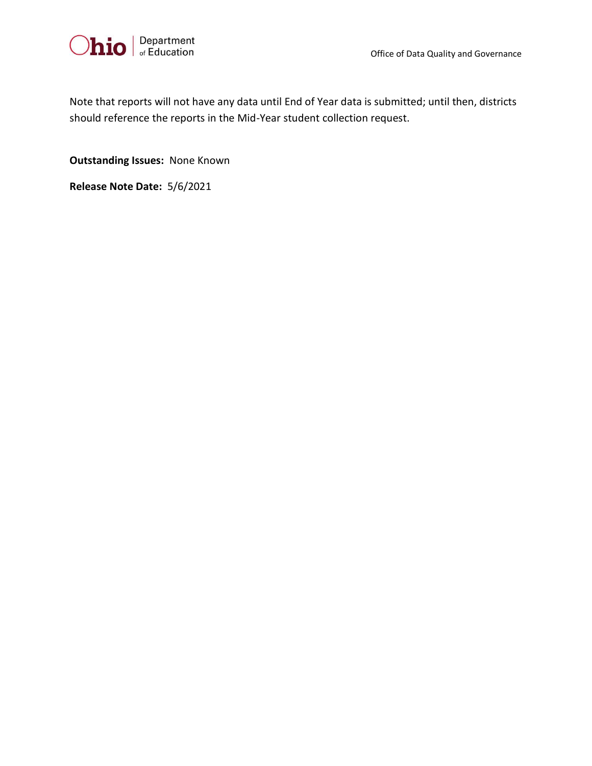Note that reports will not have any data until End of Year data is submitted; until then, districts should reference the reports in the Mid-Year student collection request.

**Outstanding Issues:** None Known

**Release Note Date:** 5/6/2021